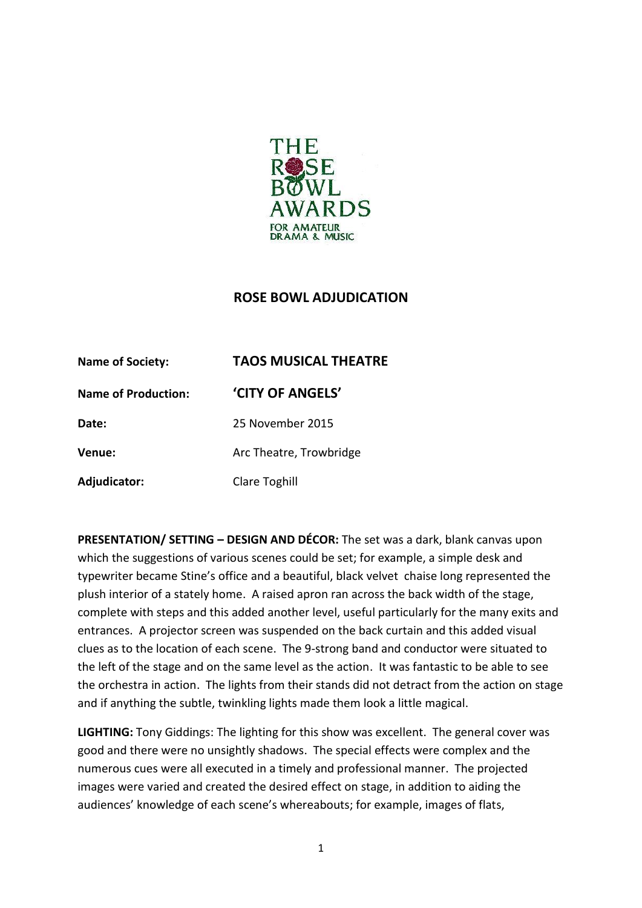THE ROSE BOWL AWARDS
FOR AMATEUR DRAMA & MUSIC

## ROSE BOWL ADJUDICATION

| | |
|---|---|
| **Name of Society:** | **TAOS MUSICAL THEATRE** |
| **Name of Production:** | **'CITY OF ANGELS'** |
| **Date:** | 25 November 2015 |
| **Venue:** | Arc Theatre, Trowbridge |
| **Adjudicator:** | Clare Toghill |

**PRESENTATION/ SETTING – DESIGN AND DÉCOR:** The set was a dark, blank canvas upon which the suggestions of various scenes could be set; for example, a simple desk and typewriter became Stine's office and a beautiful, black velvet chaise long represented the plush interior of a stately home. A raised apron ran across the back width of the stage, complete with steps and this added another level, useful particularly for the many exits and entrances. A projector screen was suspended on the back curtain and this added visual clues as to the location of each scene. The 9-strong band and conductor were situated to the left of the stage and on the same level as the action. It was fantastic to be able to see the orchestra in action. The lights from their stands did not detract from the action on stage and if anything the subtle, twinkling lights made them look a little magical.

**LIGHTING:** Tony Giddings: The lighting for this show was excellent. The general cover was good and there were no unsightly shadows. The special effects were complex and the numerous cues were all executed in a timely and professional manner. The projected images were varied and created the desired effect on stage, in addition to aiding the audiences' knowledge of each scene's whereabouts; for example, images of flats,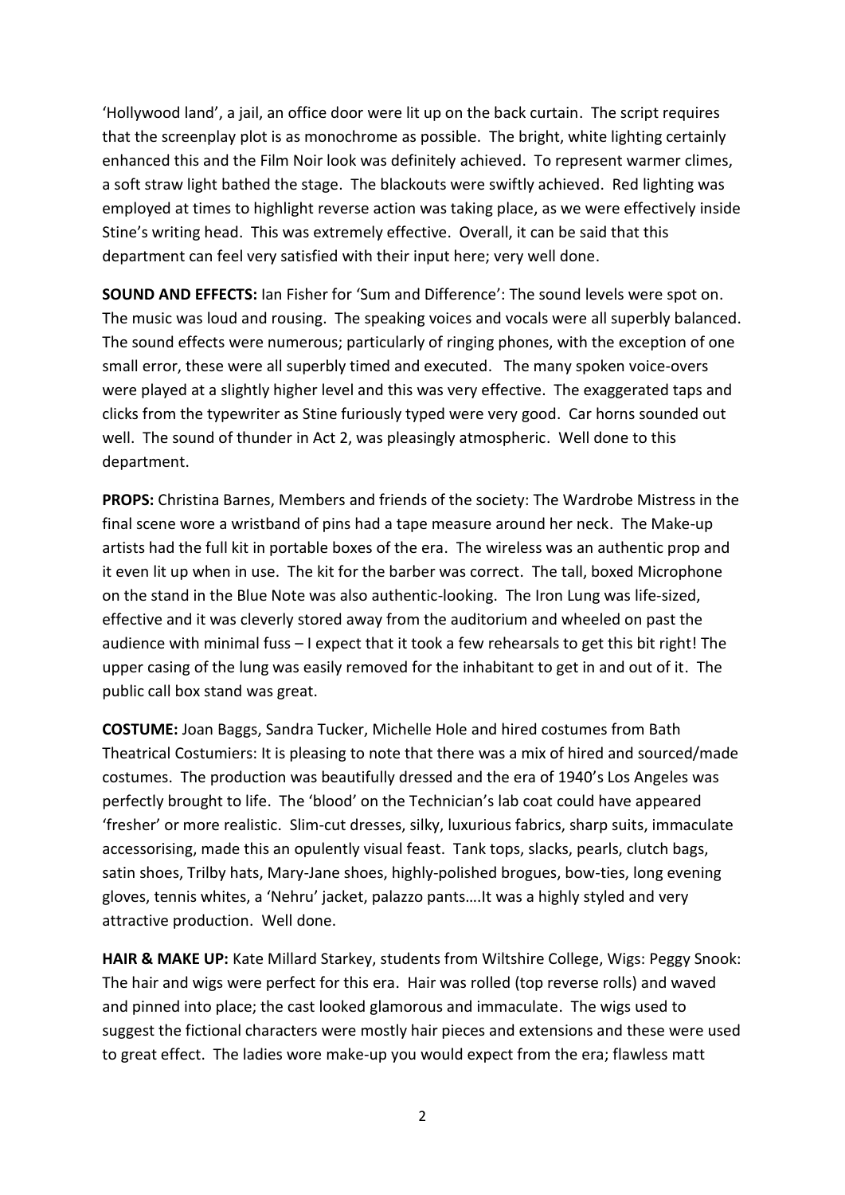'Hollywood land', a jail, an office door were lit up on the back curtain. The script requires that the screenplay plot is as monochrome as possible. The bright, white lighting certainly enhanced this and the Film Noir look was definitely achieved. To represent warmer climes, a soft straw light bathed the stage. The blackouts were swiftly achieved. Red lighting was employed at times to highlight reverse action was taking place, as we were effectively inside Stine's writing head. This was extremely effective. Overall, it can be said that this department can feel very satisfied with their input here; very well done.

**SOUND AND EFFECTS:** Ian Fisher for 'Sum and Difference': The sound levels were spot on. The music was loud and rousing. The speaking voices and vocals were all superbly balanced. The sound effects were numerous; particularly of ringing phones, with the exception of one small error, these were all superbly timed and executed. The many spoken voice-overs were played at a slightly higher level and this was very effective. The exaggerated taps and clicks from the typewriter as Stine furiously typed were very good. Car horns sounded out well. The sound of thunder in Act 2, was pleasingly atmospheric. Well done to this department.

**PROPS:** Christina Barnes, Members and friends of the society: The Wardrobe Mistress in the final scene wore a wristband of pins had a tape measure around her neck. The Make-up artists had the full kit in portable boxes of the era. The wireless was an authentic prop and it even lit up when in use. The kit for the barber was correct. The tall, boxed Microphone on the stand in the Blue Note was also authentic-looking. The Iron Lung was life-sized, effective and it was cleverly stored away from the auditorium and wheeled on past the audience with minimal fuss – I expect that it took a few rehearsals to get this bit right! The upper casing of the lung was easily removed for the inhabitant to get in and out of it. The public call box stand was great.

**COSTUME:** Joan Baggs, Sandra Tucker, Michelle Hole and hired costumes from Bath Theatrical Costumiers: It is pleasing to note that there was a mix of hired and sourced/made costumes. The production was beautifully dressed and the era of 1940's Los Angeles was perfectly brought to life. The 'blood' on the Technician's lab coat could have appeared 'fresher' or more realistic. Slim-cut dresses, silky, luxurious fabrics, sharp suits, immaculate accessorising, made this an opulently visual feast. Tank tops, slacks, pearls, clutch bags, satin shoes, Trilby hats, Mary-Jane shoes, highly-polished brogues, bow-ties, long evening gloves, tennis whites, a 'Nehru' jacket, palazzo pants….It was a highly styled and very attractive production. Well done.

**HAIR & MAKE UP:** Kate Millard Starkey, students from Wiltshire College, Wigs: Peggy Snook: The hair and wigs were perfect for this era. Hair was rolled (top reverse rolls) and waved and pinned into place; the cast looked glamorous and immaculate. The wigs used to suggest the fictional characters were mostly hair pieces and extensions and these were used to great effect. The ladies wore make-up you would expect from the era; flawless matt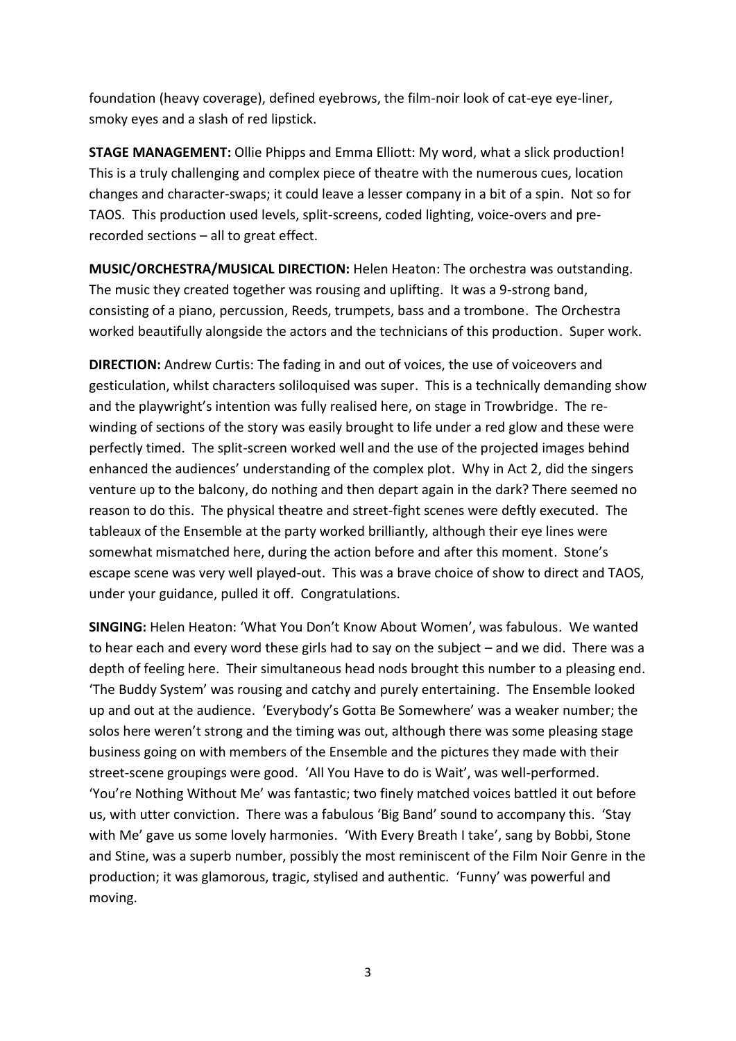foundation (heavy coverage), defined eyebrows, the film-noir look of cat-eye eye-liner, smoky eyes and a slash of red lipstick.

**STAGE MANAGEMENT:** Ollie Phipps and Emma Elliott: My word, what a slick production! This is a truly challenging and complex piece of theatre with the numerous cues, location changes and character-swaps; it could leave a lesser company in a bit of a spin. Not so for TAOS. This production used levels, split-screens, coded lighting, voice-overs and pre-recorded sections – all to great effect.

**MUSIC/ORCHESTRA/MUSICAL DIRECTION:** Helen Heaton: The orchestra was outstanding. The music they created together was rousing and uplifting. It was a 9-strong band, consisting of a piano, percussion, Reeds, trumpets, bass and a trombone. The Orchestra worked beautifully alongside the actors and the technicians of this production. Super work.

**DIRECTION:** Andrew Curtis: The fading in and out of voices, the use of voiceovers and gesticulation, whilst characters soliloquised was super. This is a technically demanding show and the playwright's intention was fully realised here, on stage in Trowbridge. The re-winding of sections of the story was easily brought to life under a red glow and these were perfectly timed. The split-screen worked well and the use of the projected images behind enhanced the audiences' understanding of the complex plot. Why in Act 2, did the singers venture up to the balcony, do nothing and then depart again in the dark? There seemed no reason to do this. The physical theatre and street-fight scenes were deftly executed. The tableaux of the Ensemble at the party worked brilliantly, although their eye lines were somewhat mismatched here, during the action before and after this moment. Stone's escape scene was very well played-out. This was a brave choice of show to direct and TAOS, under your guidance, pulled it off. Congratulations.

**SINGING:** Helen Heaton: 'What You Don't Know About Women', was fabulous. We wanted to hear each and every word these girls had to say on the subject – and we did. There was a depth of feeling here. Their simultaneous head nods brought this number to a pleasing end. 'The Buddy System' was rousing and catchy and purely entertaining. The Ensemble looked up and out at the audience. 'Everybody's Gotta Be Somewhere' was a weaker number; the solos here weren't strong and the timing was out, although there was some pleasing stage business going on with members of the Ensemble and the pictures they made with their street-scene groupings were good. 'All You Have to do is Wait', was well-performed. 'You're Nothing Without Me' was fantastic; two finely matched voices battled it out before us, with utter conviction. There was a fabulous 'Big Band' sound to accompany this. 'Stay with Me' gave us some lovely harmonies. 'With Every Breath I take', sang by Bobbi, Stone and Stine, was a superb number, possibly the most reminiscent of the Film Noir Genre in the production; it was glamorous, tragic, stylised and authentic. 'Funny' was powerful and moving.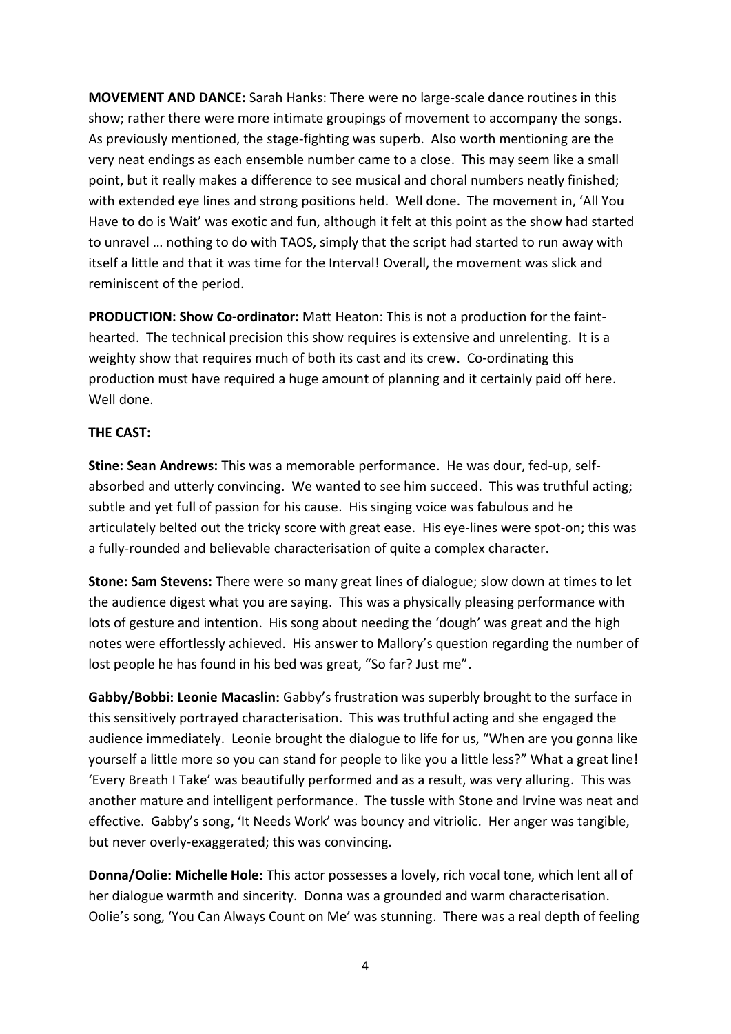**MOVEMENT AND DANCE:** Sarah Hanks: There were no large-scale dance routines in this show; rather there were more intimate groupings of movement to accompany the songs. As previously mentioned, the stage-fighting was superb. Also worth mentioning are the very neat endings as each ensemble number came to a close. This may seem like a small point, but it really makes a difference to see musical and choral numbers neatly finished; with extended eye lines and strong positions held. Well done. The movement in, 'All You Have to do is Wait' was exotic and fun, although it felt at this point as the show had started to unravel … nothing to do with TAOS, simply that the script had started to run away with itself a little and that it was time for the Interval! Overall, the movement was slick and reminiscent of the period.

**PRODUCTION: Show Co-ordinator:** Matt Heaton: This is not a production for the faint-hearted. The technical precision this show requires is extensive and unrelenting. It is a weighty show that requires much of both its cast and its crew. Co-ordinating this production must have required a huge amount of planning and it certainly paid off here. Well done.

**THE CAST:**

**Stine: Sean Andrews:** This was a memorable performance. He was dour, fed-up, self-absorbed and utterly convincing. We wanted to see him succeed. This was truthful acting; subtle and yet full of passion for his cause. His singing voice was fabulous and he articulately belted out the tricky score with great ease. His eye-lines were spot-on; this was a fully-rounded and believable characterisation of quite a complex character.

**Stone: Sam Stevens:** There were so many great lines of dialogue; slow down at times to let the audience digest what you are saying. This was a physically pleasing performance with lots of gesture and intention. His song about needing the 'dough' was great and the high notes were effortlessly achieved. His answer to Mallory's question regarding the number of lost people he has found in his bed was great, "So far? Just me".

**Gabby/Bobbi: Leonie Macaslin:** Gabby's frustration was superbly brought to the surface in this sensitively portrayed characterisation. This was truthful acting and she engaged the audience immediately. Leonie brought the dialogue to life for us, "When are you gonna like yourself a little more so you can stand for people to like you a little less?" What a great line! 'Every Breath I Take' was beautifully performed and as a result, was very alluring. This was another mature and intelligent performance. The tussle with Stone and Irvine was neat and effective. Gabby's song, 'It Needs Work' was bouncy and vitriolic. Her anger was tangible, but never overly-exaggerated; this was convincing.

**Donna/Oolie: Michelle Hole:** This actor possesses a lovely, rich vocal tone, which lent all of her dialogue warmth and sincerity. Donna was a grounded and warm characterisation. Oolie's song, 'You Can Always Count on Me' was stunning. There was a real depth of feeling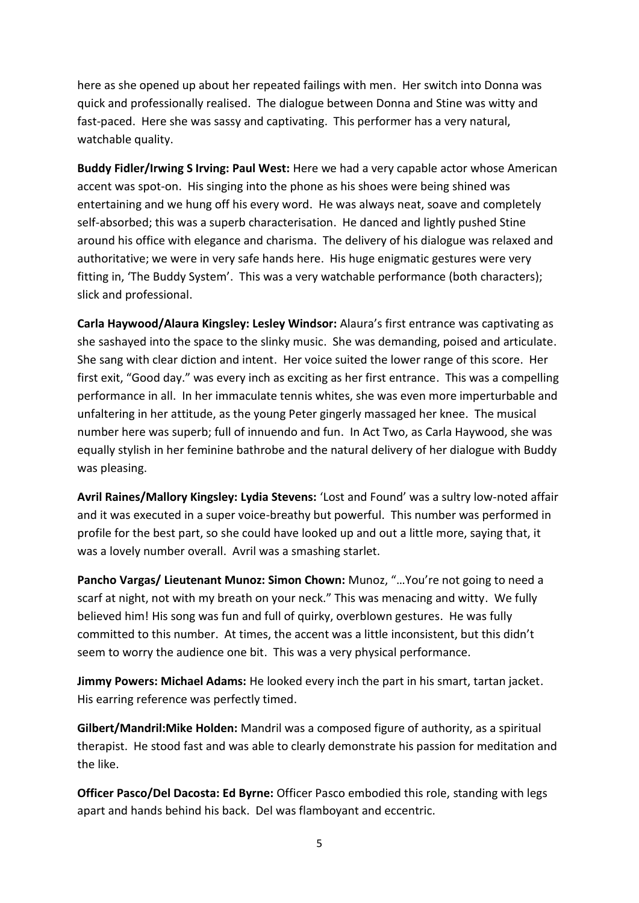here as she opened up about her repeated failings with men. Her switch into Donna was quick and professionally realised. The dialogue between Donna and Stine was witty and fast-paced. Here she was sassy and captivating. This performer has a very natural, watchable quality.

**Buddy Fidler/Irwing S Irving: Paul West:** Here we had a very capable actor whose American accent was spot-on. His singing into the phone as his shoes were being shined was entertaining and we hung off his every word. He was always neat, soave and completely self-absorbed; this was a superb characterisation. He danced and lightly pushed Stine around his office with elegance and charisma. The delivery of his dialogue was relaxed and authoritative; we were in very safe hands here. His huge enigmatic gestures were very fitting in, 'The Buddy System'. This was a very watchable performance (both characters); slick and professional.

**Carla Haywood/Alaura Kingsley: Lesley Windsor:** Alaura's first entrance was captivating as she sashayed into the space to the slinky music. She was demanding, poised and articulate. She sang with clear diction and intent. Her voice suited the lower range of this score. Her first exit, "Good day." was every inch as exciting as her first entrance. This was a compelling performance in all. In her immaculate tennis whites, she was even more imperturbable and unfaltering in her attitude, as the young Peter gingerly massaged her knee. The musical number here was superb; full of innuendo and fun. In Act Two, as Carla Haywood, she was equally stylish in her feminine bathrobe and the natural delivery of her dialogue with Buddy was pleasing.

**Avril Raines/Mallory Kingsley: Lydia Stevens:** 'Lost and Found' was a sultry low-noted affair and it was executed in a super voice-breathy but powerful. This number was performed in profile for the best part, so she could have looked up and out a little more, saying that, it was a lovely number overall. Avril was a smashing starlet.

**Pancho Vargas/ Lieutenant Munoz: Simon Chown:** Munoz, "…You're not going to need a scarf at night, not with my breath on your neck." This was menacing and witty. We fully believed him! His song was fun and full of quirky, overblown gestures. He was fully committed to this number. At times, the accent was a little inconsistent, but this didn't seem to worry the audience one bit. This was a very physical performance.

**Jimmy Powers: Michael Adams:** He looked every inch the part in his smart, tartan jacket. His earring reference was perfectly timed.

**Gilbert/Mandril:Mike Holden:** Mandril was a composed figure of authority, as a spiritual therapist. He stood fast and was able to clearly demonstrate his passion for meditation and the like.

**Officer Pasco/Del Dacosta: Ed Byrne:** Officer Pasco embodied this role, standing with legs apart and hands behind his back. Del was flamboyant and eccentric.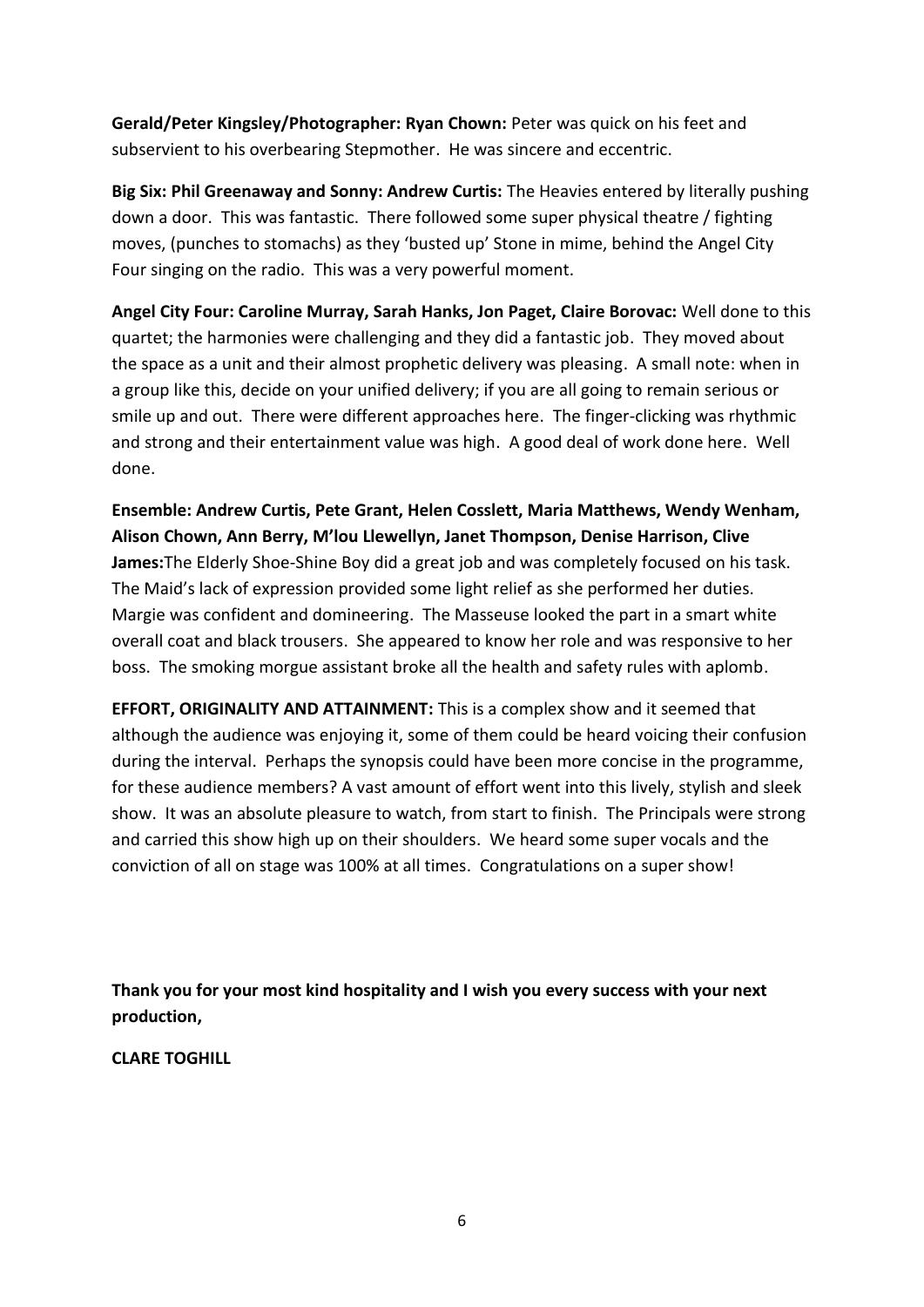**Gerald/Peter Kingsley/Photographer: Ryan Chown:** Peter was quick on his feet and subservient to his overbearing Stepmother. He was sincere and eccentric.

**Big Six: Phil Greenaway and Sonny: Andrew Curtis:** The Heavies entered by literally pushing down a door. This was fantastic. There followed some super physical theatre / fighting moves, (punches to stomachs) as they 'busted up' Stone in mime, behind the Angel City Four singing on the radio. This was a very powerful moment.

**Angel City Four: Caroline Murray, Sarah Hanks, Jon Paget, Claire Borovac:** Well done to this quartet; the harmonies were challenging and they did a fantastic job. They moved about the space as a unit and their almost prophetic delivery was pleasing. A small note: when in a group like this, decide on your unified delivery; if you are all going to remain serious or smile up and out. There were different approaches here. The finger-clicking was rhythmic and strong and their entertainment value was high. A good deal of work done here. Well done.

**Ensemble: Andrew Curtis, Pete Grant, Helen Cosslett, Maria Matthews, Wendy Wenham, Alison Chown, Ann Berry, M'lou Llewellyn, Janet Thompson, Denise Harrison, Clive James:** The Elderly Shoe-Shine Boy did a great job and was completely focused on his task. The Maid's lack of expression provided some light relief as she performed her duties. Margie was confident and domineering. The Masseuse looked the part in a smart white overall coat and black trousers. She appeared to know her role and was responsive to her boss. The smoking morgue assistant broke all the health and safety rules with aplomb.

**EFFORT, ORIGINALITY AND ATTAINMENT:** This is a complex show and it seemed that although the audience was enjoying it, some of them could be heard voicing their confusion during the interval. Perhaps the synopsis could have been more concise in the programme, for these audience members? A vast amount of effort went into this lively, stylish and sleek show. It was an absolute pleasure to watch, from start to finish. The Principals were strong and carried this show high up on their shoulders. We heard some super vocals and the conviction of all on stage was 100% at all times. Congratulations on a super show!

**Thank you for your most kind hospitality and I wish you every success with your next production,**

**CLARE TOGHILL**